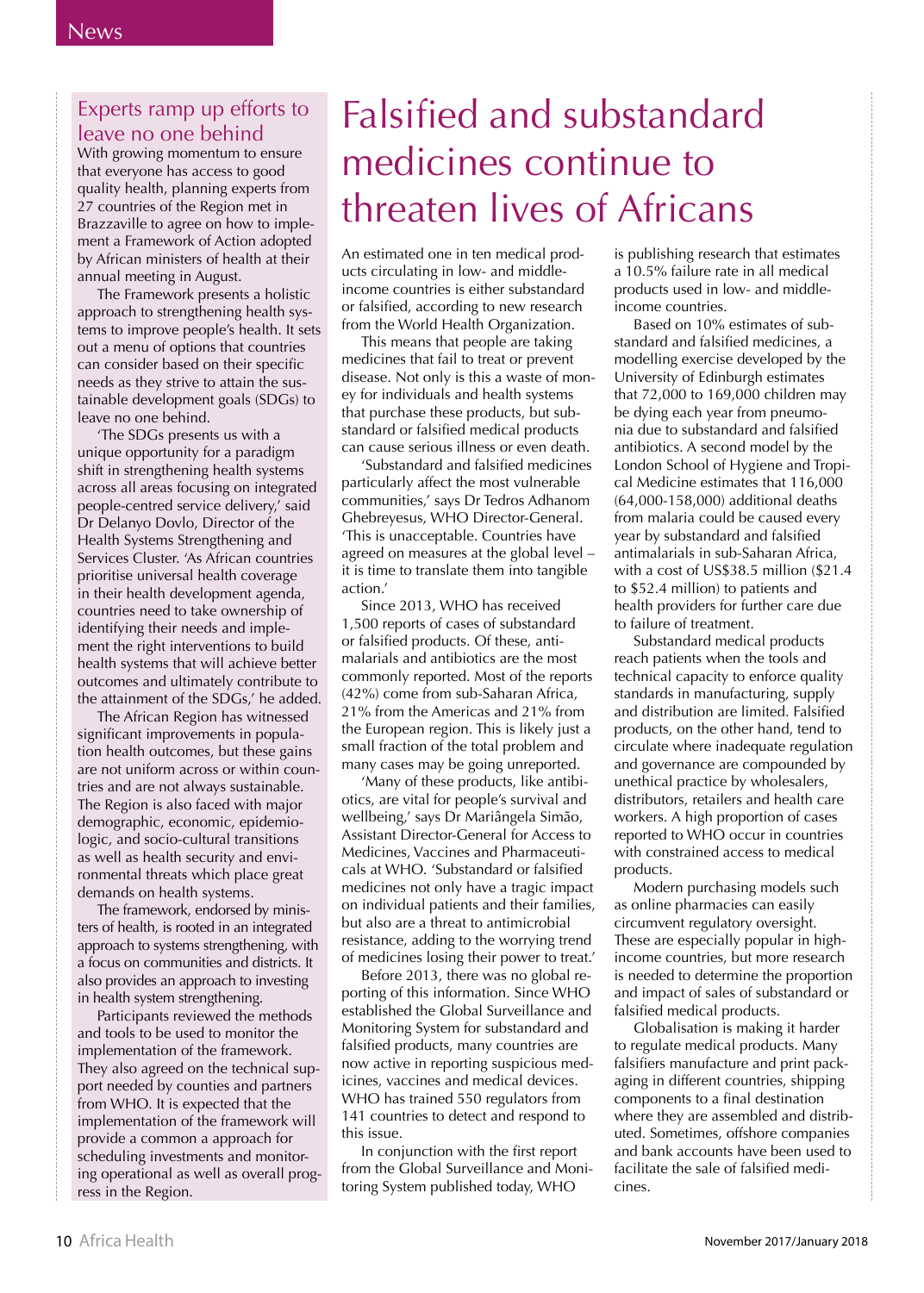## Experts ramp up efforts to leave no one behind

With growing momentum to ensure that everyone has access to good quality health, planning experts from 27 countries of the Region met in Brazzaville to agree on how to implement a Framework of Action adopted by African ministers of health at their annual meeting in August.

The Framework presents a holistic approach to strengthening health systems to improve people's health. It sets out a menu of options that countries can consider based on their specific needs as they strive to attain the sustainable development goals (SDGs) to leave no one behind.

'The SDGs presents us with a unique opportunity for a paradigm shift in strengthening health systems across all areas focusing on integrated people-centred service delivery,' said Dr Delanyo Dovlo, Director of the Health Systems Strengthening and Services Cluster. 'As African countries prioritise universal health coverage in their health development agenda, countries need to take ownership of identifying their needs and implement the right interventions to build health systems that will achieve better outcomes and ultimately contribute to the attainment of the SDGs,' he added.

The African Region has witnessed significant improvements in population health outcomes, but these gains are not uniform across or within countries and are not always sustainable. The Region is also faced with major demographic, economic, epidemiologic, and socio-cultural transitions as well as health security and environmental threats which place great demands on health systems.

The framework, endorsed by ministers of health, is rooted in an integrated approach to systems strengthening, with a focus on communities and districts. It also provides an approach to investing in health system strengthening.

Participants reviewed the methods and tools to be used to monitor the implementation of the framework. They also agreed on the technical support needed by counties and partners from WHO. It is expected that the implementation of the framework will provide a common a approach for scheduling investments and monitoring operational as well as overall progress in the Region.

# Falsified and substandard medicines continue to threaten lives of Africans

An estimated one in ten medical products circulating in low- and middle-income countries is either substandard or falsified, according to new research from the World Health Organization.

This means that people are taking medicines that fail to treat or prevent disease. Not only is this a waste of money for individuals and health systems that purchase these products, but substandard or falsified medical products can cause serious illness or even death.

'Substandard and falsified medicines particularly affect the most vulnerable communities,' says Dr Tedros Adhanom Ghebreyesus, WHO Director-General. 'This is unacceptable. Countries have agreed on measures at the global level – it is time to translate them into tangible action.'

Since 2013, WHO has received 1,500 reports of cases of substandard or falsified products. Of these, antimalarials and antibiotics are the most commonly reported. Most of the reports (42%) come from sub-Saharan Africa, 21% from the Americas and 21% from the European region. This is likely just a small fraction of the total problem and many cases may be going unreported.

'Many of these products, like antibiotics, are vital for people's survival and wellbeing,' says Dr Mariângela Simão, Assistant Director-General for Access to Medicines, Vaccines and Pharmaceuticals at WHO. 'Substandard or falsified medicines not only have a tragic impact on individual patients and their families, but also are a threat to antimicrobial resistance, adding to the worrying trend of medicines losing their power to treat.'

Before 2013, there was no global reporting of this information. Since WHO established the Global Surveillance and Monitoring System for substandard and falsified products, many countries are now active in reporting suspicious medicines, vaccines and medical devices. WHO has trained 550 regulators from 141 countries to detect and respond to this issue.

In conjunction with the first report from the Global Surveillance and Monitoring System published today, WHO is publishing research that estimates a 10.5% failure rate in all medical products used in low- and middle-income countries.

Based on 10% estimates of substandard and falsified medicines, a modelling exercise developed by the University of Edinburgh estimates that 72,000 to 169,000 children may be dying each year from pneumonia due to substandard and falsified antibiotics. A second model by the London School of Hygiene and Tropical Medicine estimates that 116,000 (64,000-158,000) additional deaths from malaria could be caused every year by substandard and falsified antimalarials in sub-Saharan Africa, with a cost of US$38.5 million ($21.4 to $52.4 million) to patients and health providers for further care due to failure of treatment.

Substandard medical products reach patients when the tools and technical capacity to enforce quality standards in manufacturing, supply and distribution are limited. Falsified products, on the other hand, tend to circulate where inadequate regulation and governance are compounded by unethical practice by wholesalers, distributors, retailers and health care workers. A high proportion of cases reported to WHO occur in countries with constrained access to medical products.

Modern purchasing models such as online pharmacies can easily circumvent regulatory oversight. These are especially popular in high-income countries, but more research is needed to determine the proportion and impact of sales of substandard or falsified medical products.

Globalisation is making it harder to regulate medical products. Many falsifiers manufacture and print packaging in different countries, shipping components to a final destination where they are assembled and distributed. Sometimes, offshore companies and bank accounts have been used to facilitate the sale of falsified medicines.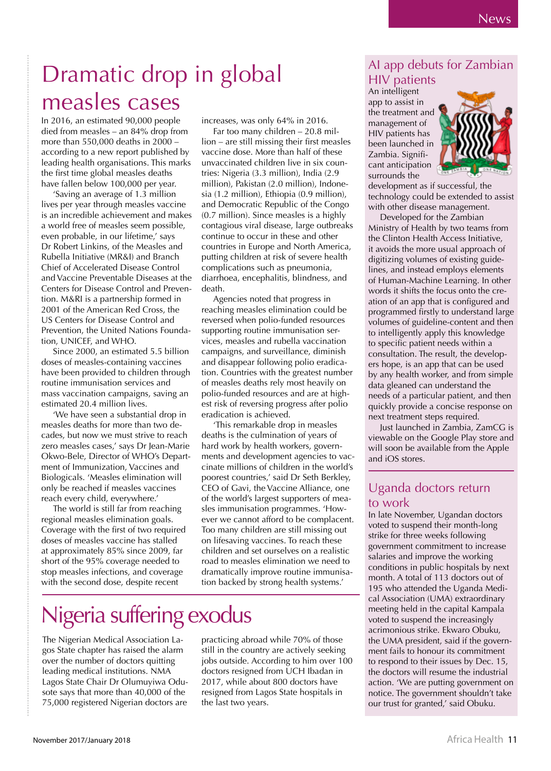# Dramatic drop in global measles cases

In 2016, an estimated 90,000 people died from measles – an 84% drop from more than 550,000 deaths in 2000 – according to a new report published by leading health organisations. This marks the first time global measles deaths have fallen below 100,000 per year.

'Saving an average of 1.3 million lives per year through measles vaccine is an incredible achievement and makes a world free of measles seem possible, even probable, in our lifetime,' says Dr Robert Linkins, of the Measles and Rubella Initiative (MR&I) and Branch Chief of Accelerated Disease Control and Vaccine Preventable Diseases at the Centers for Disease Control and Prevention. M&RI is a partnership formed in 2001 of the American Red Cross, the US Centers for Disease Control and Prevention, the United Nations Foundation, UNICEF, and WHO.

Since 2000, an estimated 5.5 billion doses of measles-containing vaccines have been provided to children through routine immunisation services and mass vaccination campaigns, saving an estimated 20.4 million lives.

'We have seen a substantial drop in measles deaths for more than two decades, but now we must strive to reach zero measles cases,' says Dr Jean-Marie Okwo-Bele, Director of WHO's Department of Immunization, Vaccines and Biologicals. 'Measles elimination will only be reached if measles vaccines reach every child, everywhere.'

The world is still far from reaching regional measles elimination goals. Coverage with the first of two required doses of measles vaccine has stalled at approximately 85% since 2009, far short of the 95% coverage needed to stop measles infections, and coverage with the second dose, despite recent increases, was only 64% in 2016.

Far too many children – 20.8 million – are still missing their first measles vaccine dose. More than half of these unvaccinated children live in six countries: Nigeria (3.3 million), India (2.9 million), Pakistan (2.0 million), Indonesia (1.2 million), Ethiopia (0.9 million), and Democratic Republic of the Congo (0.7 million). Since measles is a highly contagious viral disease, large outbreaks continue to occur in these and other countries in Europe and North America, putting children at risk of severe health complications such as pneumonia, diarrhoea, encephalitis, blindness, and death.

Agencies noted that progress in reaching measles elimination could be reversed when polio-funded resources supporting routine immunisation services, measles and rubella vaccination campaigns, and surveillance, diminish and disappear following polio eradication. Countries with the greatest number of measles deaths rely most heavily on polio-funded resources and are at highest risk of reversing progress after polio eradication is achieved.

'This remarkable drop in measles deaths is the culmination of years of hard work by health workers, governments and development agencies to vaccinate millions of children in the world's poorest countries,' said Dr Seth Berkley, CEO of Gavi, the Vaccine Alliance, one of the world's largest supporters of measles immunisation programmes. 'However we cannot afford to be complacent. Too many children are still missing out on lifesaving vaccines. To reach these children and set ourselves on a realistic road to measles elimination we need to dramatically improve routine immunisation backed by strong health systems.'

# Nigeria suffering exodus

The Nigerian Medical Association Lagos State chapter has raised the alarm over the number of doctors quitting leading medical institutions. NMA Lagos State Chair Dr Olumuyiwa Odusote says that more than 40,000 of the 75,000 registered Nigerian doctors are practicing abroad while 70% of those still in the country are actively seeking jobs outside. According to him over 100 doctors resigned from UCH Ibadan in 2017, while about 800 doctors have resigned from Lagos State hospitals in the last two years.

## AI app debuts for Zambian HIV patients

An intelligent app to assist in the treatment and management of HIV patients has been launched in Zambia. Significant anticipation surrounds the development as if successful, the technology could be extended to assist with other disease management.

Developed for the Zambian Ministry of Health by two teams from the Clinton Health Access Initiative, it avoids the more usual approach of digitizing volumes of existing guidelines, and instead employs elements of Human-Machine Learning. In other words it shifts the focus onto the creation of an app that is configured and programmed firstly to understand large volumes of guideline-content and then to intelligently apply this knowledge to specific patient needs within a consultation. The result, the developers hope, is an app that can be used by any health worker, and from simple data gleaned can understand the needs of a particular patient, and then quickly provide a concise response on next treatment steps required.

Just launched in Zambia, ZamCG is viewable on the Google Play store and will soon be available from the Apple and iOS stores.

## Uganda doctors return to work

In late November, Ugandan doctors voted to suspend their month-long strike for three weeks following government commitment to increase salaries and improve the working conditions in public hospitals by next month. A total of 113 doctors out of 195 who attended the Uganda Medical Association (UMA) extraordinary meeting held in the capital Kampala voted to suspend the increasingly acrimonious strike. Ekwaro Obuku, the UMA president, said if the government fails to honour its commitment to respond to their issues by Dec. 15, the doctors will resume the industrial action. 'We are putting government on notice. The government shouldn't take our trust for granted,' said Obuku.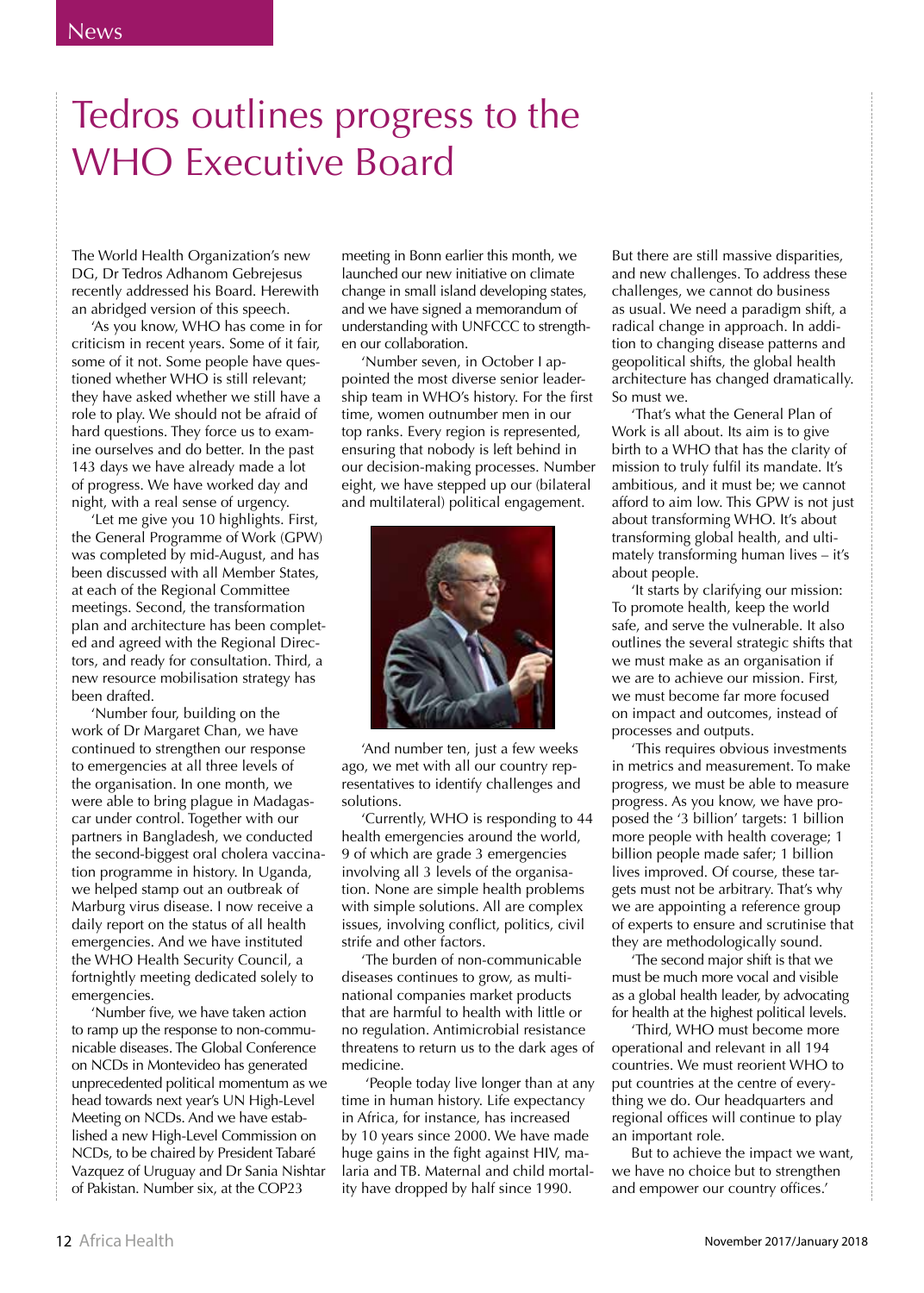# Tedros outlines progress to the WHO Executive Board

The World Health Organization's new DG, Dr Tedros Adhanom Gebrejesus recently addressed his Board. Herewith an abridged version of this speech.

'As you know, WHO has come in for criticism in recent years. Some of it fair, some of it not. Some people have questioned whether WHO is still relevant; they have asked whether we still have a role to play. We should not be afraid of hard questions. They force us to examine ourselves and do better. In the past 143 days we have already made a lot of progress. We have worked day and night, with a real sense of urgency.

'Let me give you 10 highlights. First, the General Programme of Work (GPW) was completed by mid-August, and has been discussed with all Member States, at each of the Regional Committee meetings. Second, the transformation plan and architecture has been completed and agreed with the Regional Directors, and ready for consultation. Third, a new resource mobilisation strategy has been drafted.

'Number four, building on the work of Dr Margaret Chan, we have continued to strengthen our response to emergencies at all three levels of the organisation. In one month, we were able to bring plague in Madagascar under control. Together with our partners in Bangladesh, we conducted the second-biggest oral cholera vaccination programme in history. In Uganda, we helped stamp out an outbreak of Marburg virus disease. I now receive a daily report on the status of all health emergencies. And we have instituted the WHO Health Security Council, a fortnightly meeting dedicated solely to emergencies.

'Number five, we have taken action to ramp up the response to non-communicable diseases. The Global Conference on NCDs in Montevideo has generated unprecedented political momentum as we head towards next year's UN High-Level Meeting on NCDs. And we have established a new High-Level Commission on NCDs, to be chaired by President Tabaré Vazquez of Uruguay and Dr Sania Nishtar of Pakistan. Number six, at the COP23 meeting in Bonn earlier this month, we launched our new initiative on climate change in small island developing states, and we have signed a memorandum of understanding with UNFCCC to strengthen our collaboration.

'Number seven, in October I appointed the most diverse senior leadership team in WHO's history. For the first time, women outnumber men in our top ranks. Every region is represented, ensuring that nobody is left behind in our decision-making processes. Number eight, we have stepped up our (bilateral and multilateral) political engagement.

'And number ten, just a few weeks ago, we met with all our country representatives to identify challenges and solutions.

'Currently, WHO is responding to 44 health emergencies around the world, 9 of which are grade 3 emergencies involving all 3 levels of the organisation. None are simple health problems with simple solutions. All are complex issues, involving conflict, politics, civil strife and other factors.

'The burden of non-communicable diseases continues to grow, as multinational companies market products that are harmful to health with little or no regulation. Antimicrobial resistance threatens to return us to the dark ages of medicine.

'People today live longer than at any time in human history. Life expectancy in Africa, for instance, has increased by 10 years since 2000. We have made huge gains in the fight against HIV, malaria and TB. Maternal and child mortality have dropped by half since 1990. But there are still massive disparities, and new challenges. To address these challenges, we cannot do business as usual. We need a paradigm shift, a radical change in approach. In addition to changing disease patterns and geopolitical shifts, the global health architecture has changed dramatically. So must we.

'That's what the General Plan of Work is all about. Its aim is to give birth to a WHO that has the clarity of mission to truly fulfil its mandate. It's ambitious, and it must be; we cannot afford to aim low. This GPW is not just about transforming WHO. It's about transforming global health, and ultimately transforming human lives – it's about people.

'It starts by clarifying our mission: To promote health, keep the world safe, and serve the vulnerable. It also outlines the several strategic shifts that we must make as an organisation if we are to achieve our mission. First, we must become far more focused on impact and outcomes, instead of processes and outputs.

'This requires obvious investments in metrics and measurement. To make progress, we must be able to measure progress. As you know, we have proposed the '3 billion' targets: 1 billion more people with health coverage; 1 billion people made safer; 1 billion lives improved. Of course, these targets must not be arbitrary. That's why we are appointing a reference group of experts to ensure and scrutinise that they are methodologically sound.

'The second major shift is that we must be much more vocal and visible as a global health leader, by advocating for health at the highest political levels.

'Third, WHO must become more operational and relevant in all 194 countries. We must reorient WHO to put countries at the centre of everything we do. Our headquarters and regional offices will continue to play an important role.

But to achieve the impact we want, we have no choice but to strengthen and empower our country offices.'